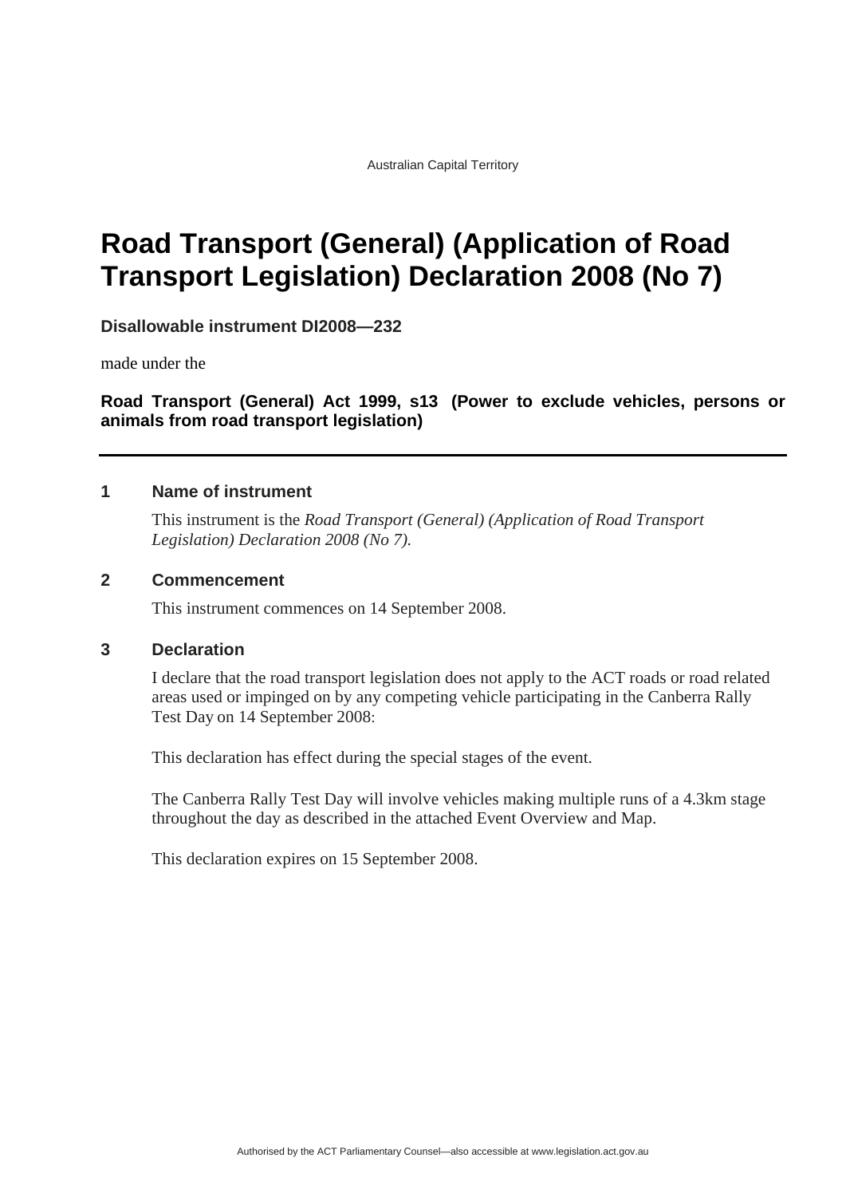Australian Capital Territory

# Road Transport (General) (Application of Road Transport Legislation) Declaration 2008 (No 7)

**Disallowable instrument DI2008—232**

made under the

**Road Transport (General) Act 1999, s13 (Power to exclude vehicles, persons or animals from road transport legislation)**

---

## 1 Name of instrument

This instrument is the *Road Transport (General) (Application of Road Transport Legislation) Declaration 2008 (No 7).*

## 2 Commencement

This instrument commences on 14 September 2008.

## 3 Declaration

I declare that the road transport legislation does not apply to the ACT roads or road related areas used or impinged on by any competing vehicle participating in the Canberra Rally Test Day on 14 September 2008:

This declaration has effect during the special stages of the event.

The Canberra Rally Test Day will involve vehicles making multiple runs of a 4.3km stage throughout the day as described in the attached Event Overview and Map.

This declaration expires on 15 September 2008.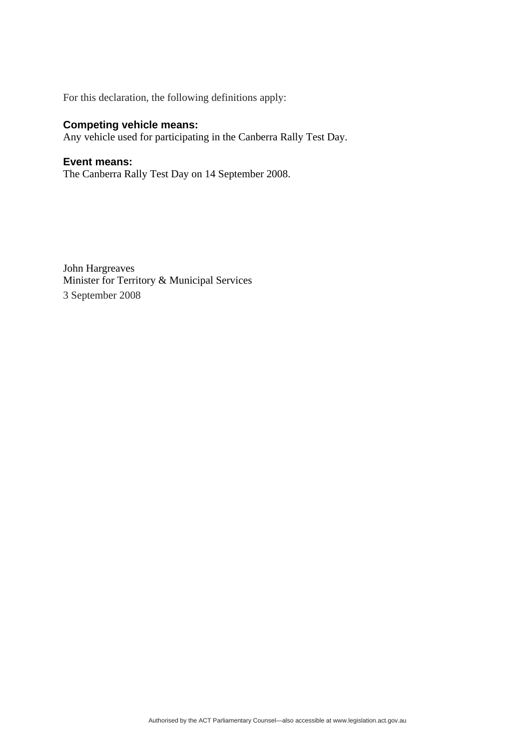For this declaration, the following definitions apply:

**Competing vehicle means:**
Any vehicle used for participating in the Canberra Rally Test Day.

**Event means:**
The Canberra Rally Test Day on 14 September 2008.

John Hargreaves
Minister for Territory & Municipal Services
3 September 2008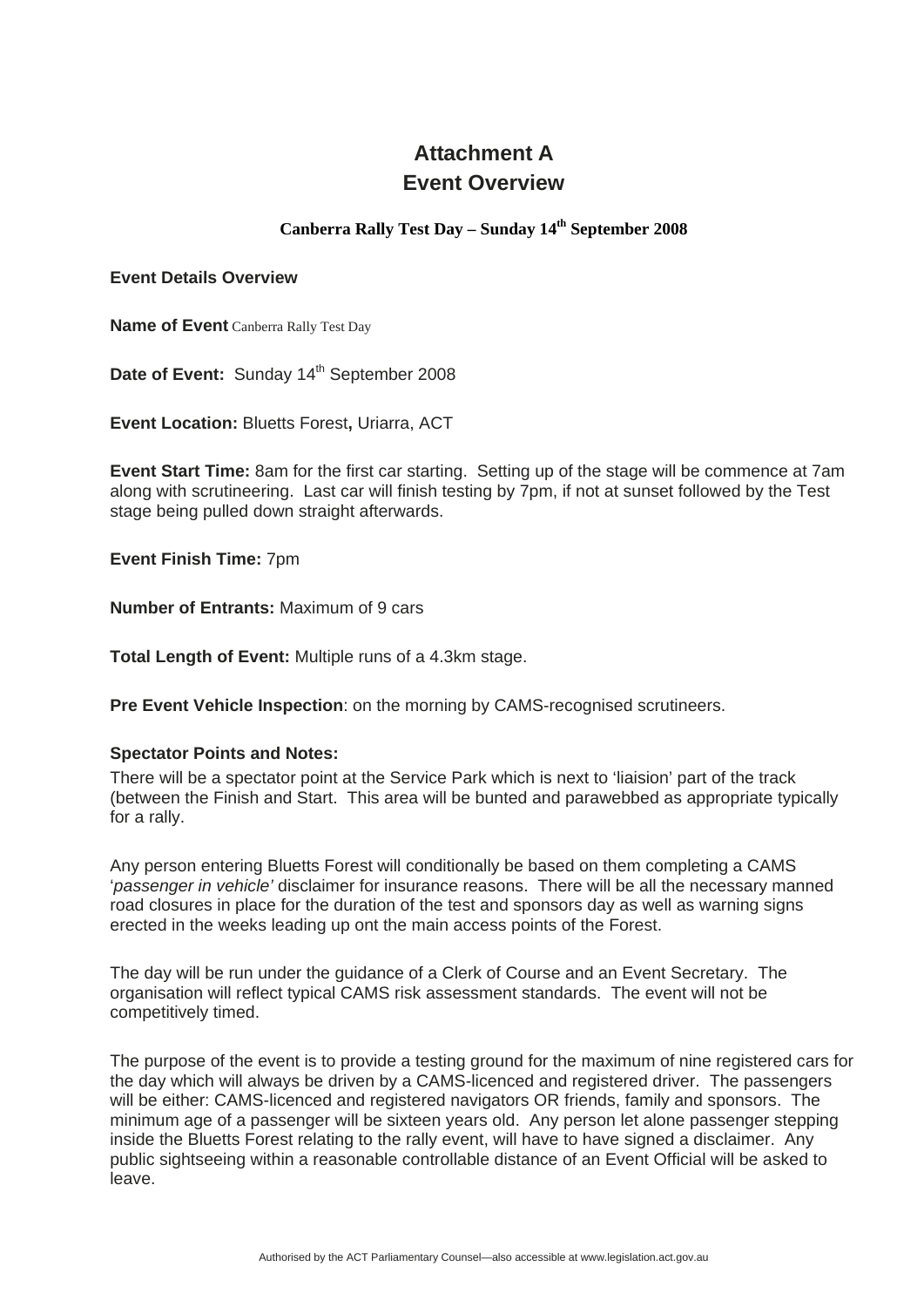# Attachment A
# Event Overview

### Canberra Rally Test Day – Sunday 14th September 2008

**Event Details Overview**

**Name of Event** Canberra Rally Test Day

**Date of Event:** Sunday 14th September 2008

**Event Location:** Bluetts Forest**,** Uriarra, ACT

**Event Start Time:** 8am for the first car starting. Setting up of the stage will be commence at 7am along with scrutineering. Last car will finish testing by 7pm, if not at sunset followed by the Test stage being pulled down straight afterwards.

**Event Finish Time:** 7pm

**Number of Entrants:** Maximum of 9 cars

**Total Length of Event:** Multiple runs of a 4.3km stage.

**Pre Event Vehicle Inspection**: on the morning by CAMS-recognised scrutineers.

**Spectator Points and Notes:**

There will be a spectator point at the Service Park which is next to 'liaision' part of the track (between the Finish and Start. This area will be bunted and parawebbed as appropriate typically for a rally.

Any person entering Bluetts Forest will conditionally be based on them completing a CAMS '*passenger in vehicle'* disclaimer for insurance reasons. There will be all the necessary manned road closures in place for the duration of the test and sponsors day as well as warning signs erected in the weeks leading up ont the main access points of the Forest.

The day will be run under the guidance of a Clerk of Course and an Event Secretary. The organisation will reflect typical CAMS risk assessment standards. The event will not be competitively timed.

The purpose of the event is to provide a testing ground for the maximum of nine registered cars for the day which will always be driven by a CAMS-licenced and registered driver. The passengers will be either: CAMS-licenced and registered navigators OR friends, family and sponsors. The minimum age of a passenger will be sixteen years old. Any person let alone passenger stepping inside the Bluetts Forest relating to the rally event, will have to have signed a disclaimer. Any public sightseeing within a reasonable controllable distance of an Event Official will be asked to leave.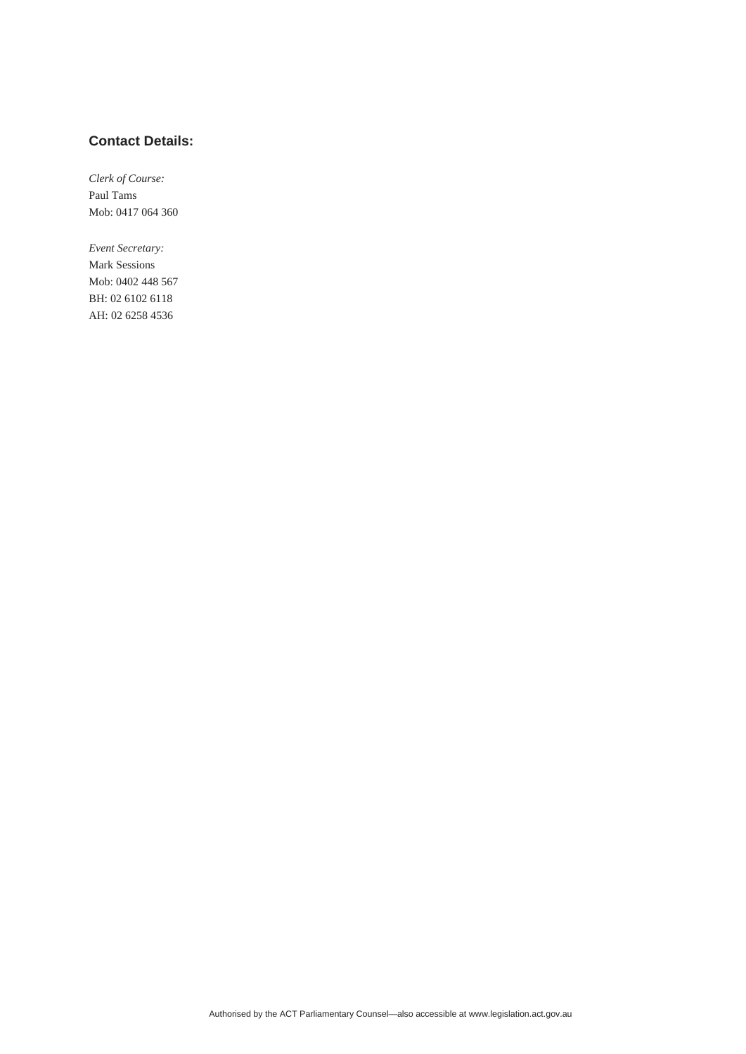**Contact Details:**

*Clerk of Course:*
Paul Tams
Mob: 0417 064 360

*Event Secretary:*
Mark Sessions
Mob: 0402 448 567
BH: 02 6102 6118
AH: 02 6258 4536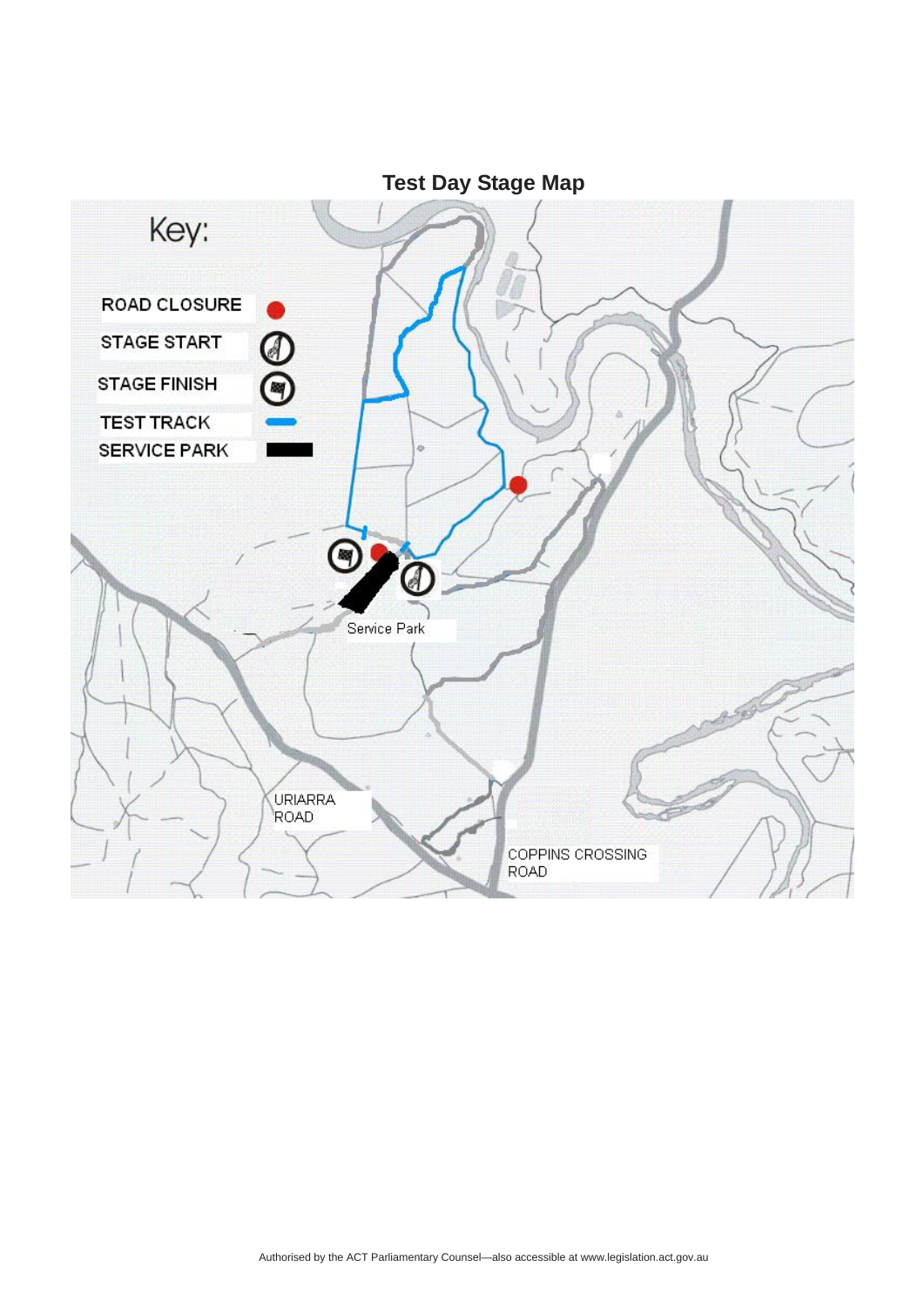# Test Day Stage Map

Key:

ROAD CLOSURE

STAGE START

STAGE FINISH

TEST TRACK

SERVICE PARK

Service Park

URIARRA ROAD

COPPINS CROSSING ROAD

Authorised by the ACT Parliamentary Counsel—also accessible at www.legislation.act.gov.au